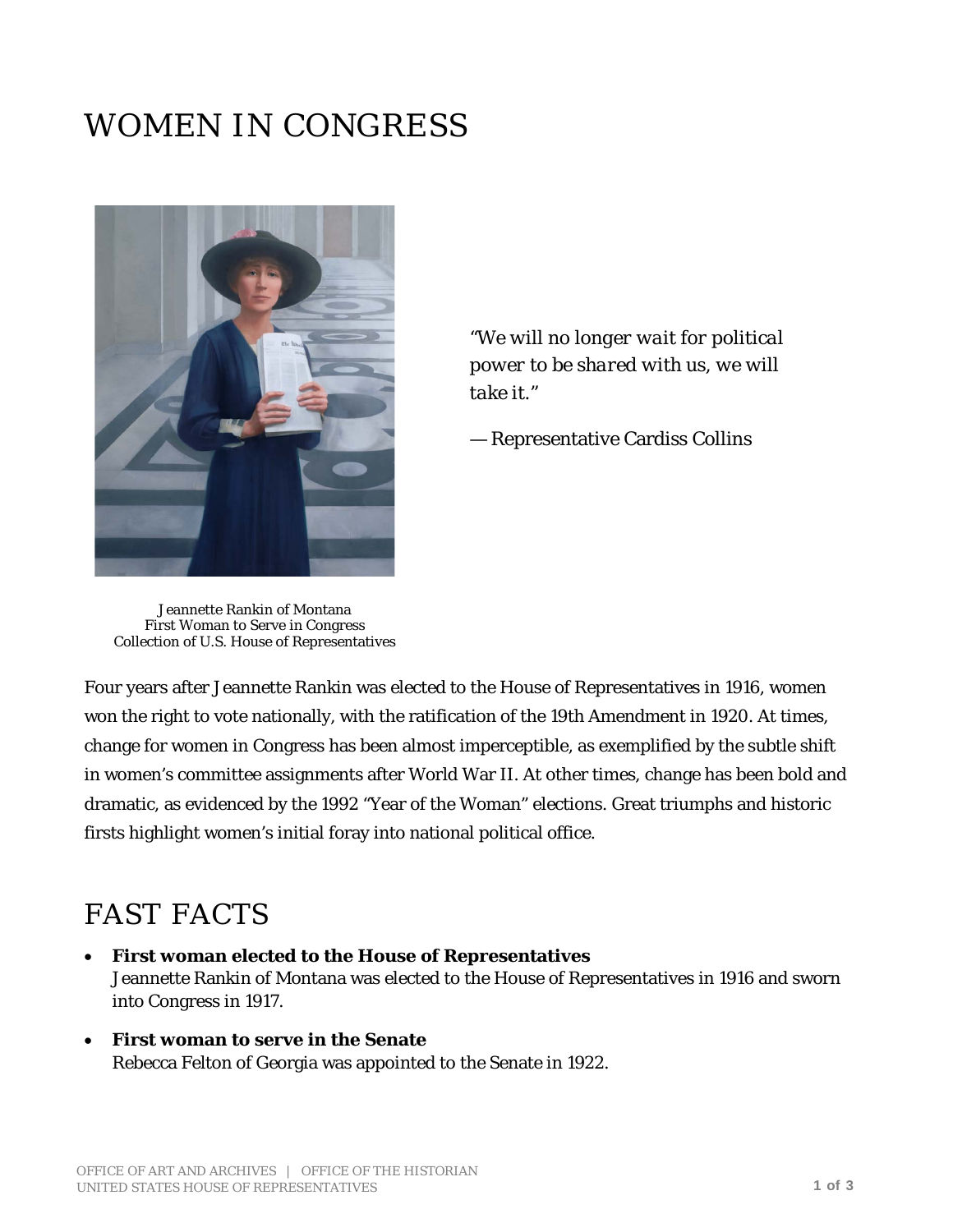# WOMEN IN CONGRESS

*"We will no longer wait for political power to be shared with us, we will take it."*

— Representative Cardiss Collins

Jeannette Rankin of Montana
First Woman to Serve in Congress
Collection of U.S. House of Representatives

Four years after Jeannette Rankin was elected to the House of Representatives in 1916, women won the right to vote nationally, with the ratification of the 19th Amendment in 1920. At times, change for women in Congress has been almost imperceptible, as exemplified by the subtle shift in women's committee assignments after World War II. At other times, change has been bold and dramatic, as evidenced by the 1992 "Year of the Woman" elections. Great triumphs and historic firsts highlight women's initial foray into national political office.

# FAST FACTS

- **First woman elected to the House of Representatives**
  Jeannette Rankin of Montana was elected to the House of Representatives in 1916 and sworn into Congress in 1917.
- **First woman to serve in the Senate**
  Rebecca Felton of Georgia was appointed to the Senate in 1922.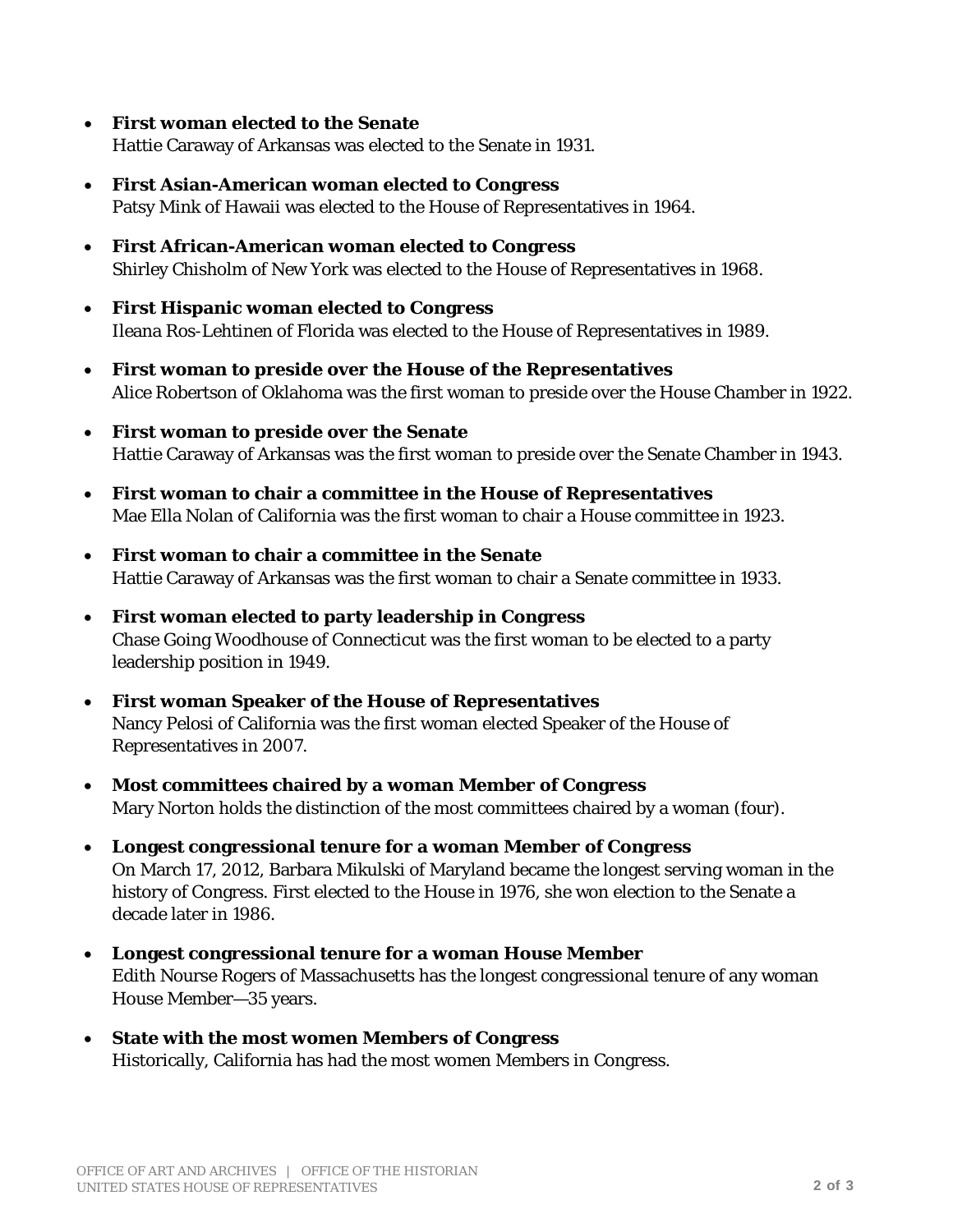- **First woman elected to the Senate**
  Hattie Caraway of Arkansas was elected to the Senate in 1931.

- **First Asian-American woman elected to Congress**
  Patsy Mink of Hawaii was elected to the House of Representatives in 1964.

- **First African-American woman elected to Congress**
  Shirley Chisholm of New York was elected to the House of Representatives in 1968.

- **First Hispanic woman elected to Congress**
  Ileana Ros-Lehtinen of Florida was elected to the House of Representatives in 1989.

- **First woman to preside over the House of the Representatives**
  Alice Robertson of Oklahoma was the first woman to preside over the House Chamber in 1922.

- **First woman to preside over the Senate**
  Hattie Caraway of Arkansas was the first woman to preside over the Senate Chamber in 1943.

- **First woman to chair a committee in the House of Representatives**
  Mae Ella Nolan of California was the first woman to chair a House committee in 1923.

- **First woman to chair a committee in the Senate**
  Hattie Caraway of Arkansas was the first woman to chair a Senate committee in 1933.

- **First woman elected to party leadership in Congress**
  Chase Going Woodhouse of Connecticut was the first woman to be elected to a party leadership position in 1949.

- **First woman Speaker of the House of Representatives**
  Nancy Pelosi of California was the first woman elected Speaker of the House of Representatives in 2007.

- **Most committees chaired by a woman Member of Congress**
  Mary Norton holds the distinction of the most committees chaired by a woman (four).

- **Longest congressional tenure for a woman Member of Congress**
  On March 17, 2012, Barbara Mikulski of Maryland became the longest serving woman in the history of Congress. First elected to the House in 1976, she won election to the Senate a decade later in 1986.

- **Longest congressional tenure for a woman House Member**
  Edith Nourse Rogers of Massachusetts has the longest congressional tenure of any woman House Member—35 years.

- **State with the most women Members of Congress**
  Historically, California has had the most women Members in Congress.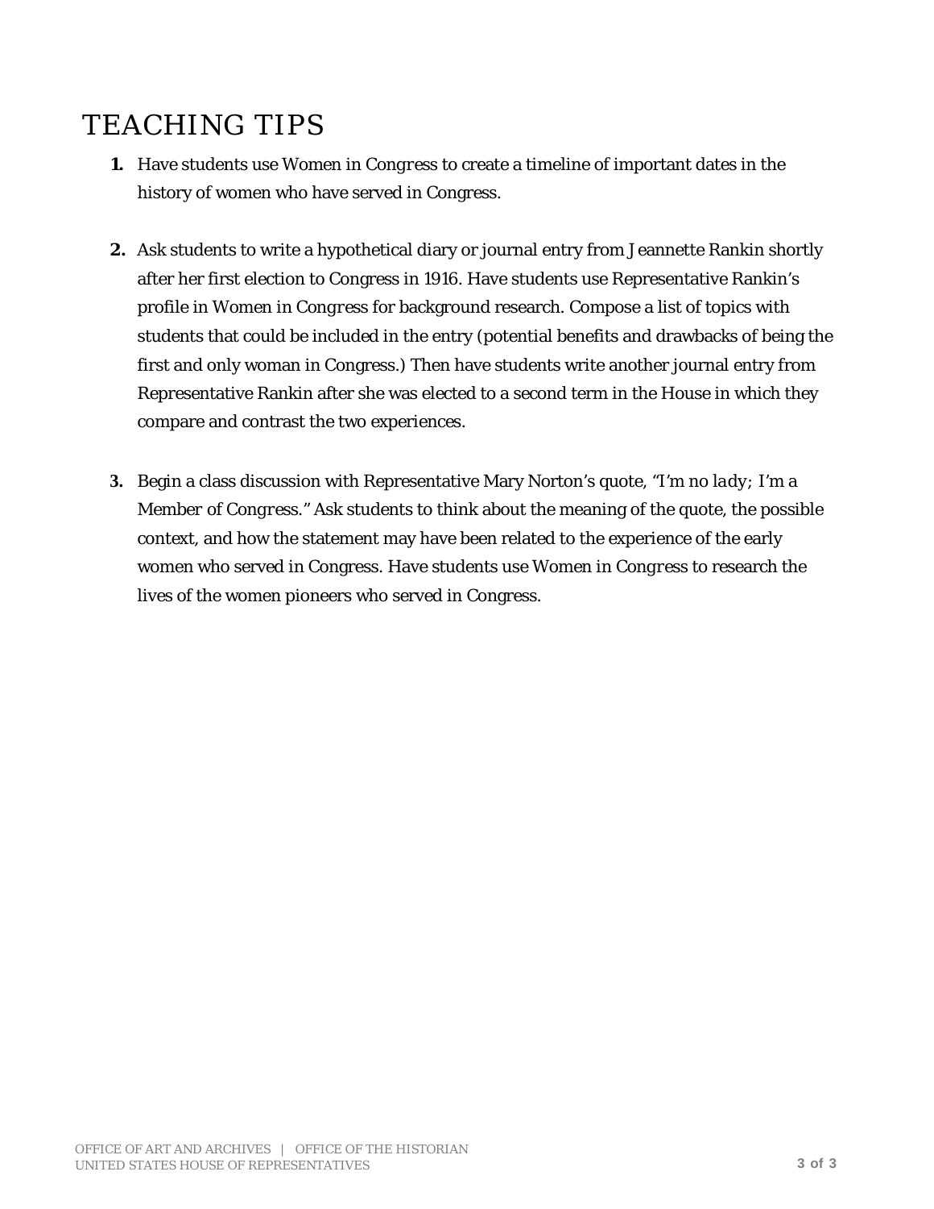# TEACHING TIPS

1. Have students use *Women in Congress* to create a timeline of important dates in the history of women who have served in Congress.

2. Ask students to write a hypothetical diary or journal entry from Jeannette Rankin shortly after her first election to Congress in 1916. Have students use Representative Rankin's profile in *Women in Congress* for background research. Compose a list of topics with students that could be included in the entry (potential benefits and drawbacks of being the first and only woman in Congress.) Then have students write another journal entry from Representative Rankin after she was elected to a second term in the House in which they compare and contrast the two experiences.

3. Begin a class discussion with Representative Mary Norton's quote, "*I'm no lady; I'm a Member of Congress.*" Ask students to think about the meaning of the quote, the possible context, and how the statement may have been related to the experience of the early women who served in Congress. Have students use *Women in Congress* to research the lives of the women pioneers who served in Congress.